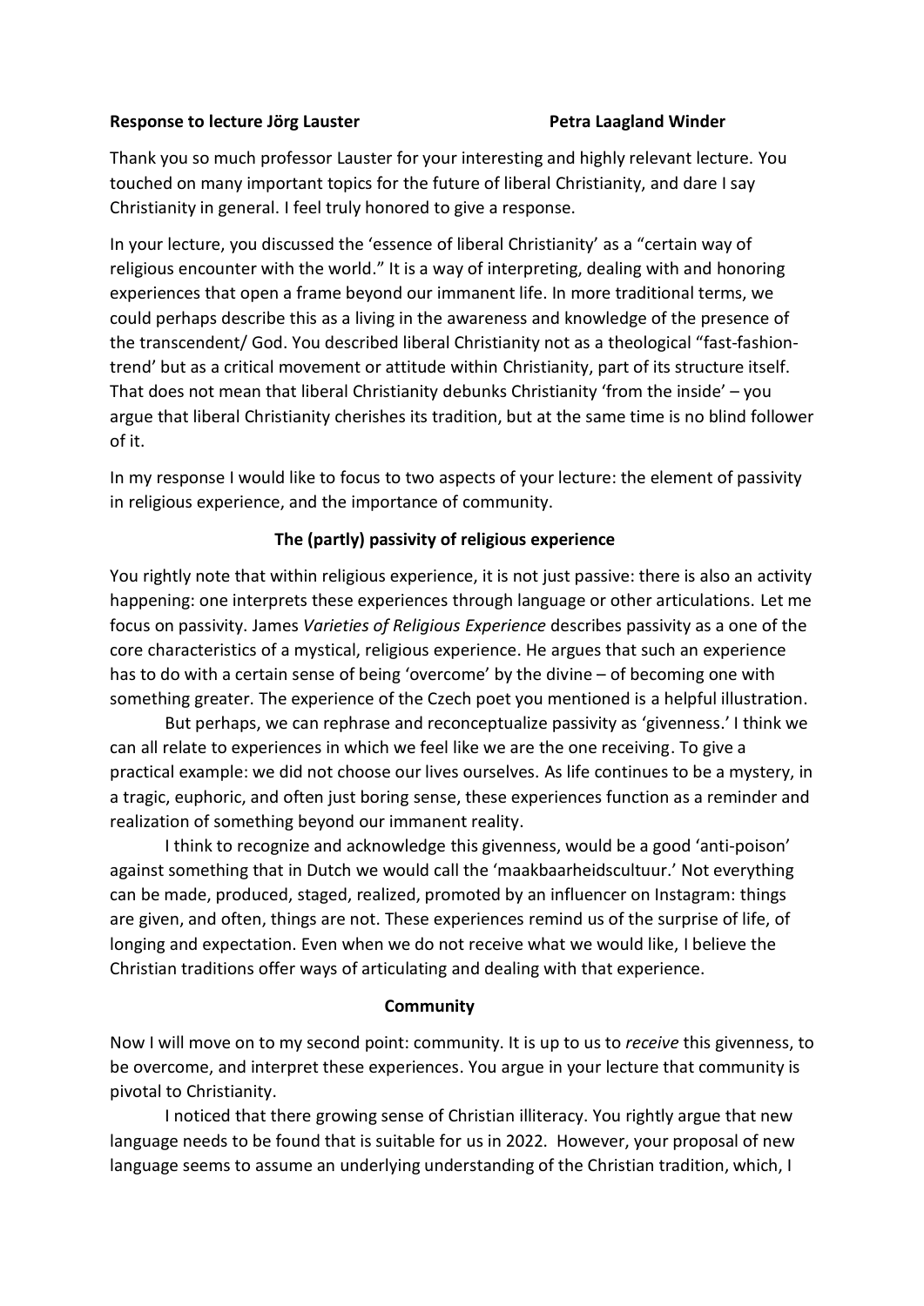**Response to lecture Jörg Lauster** **Petra Laagland Winder**

Thank you so much professor Lauster for your interesting and highly relevant lecture. You touched on many important topics for the future of liberal Christianity, and dare I say Christianity in general. I feel truly honored to give a response.

In your lecture, you discussed the 'essence of liberal Christianity' as a "certain way of religious encounter with the world." It is a way of interpreting, dealing with and honoring experiences that open a frame beyond our immanent life. In more traditional terms, we could perhaps describe this as a living in the awareness and knowledge of the presence of the transcendent/ God. You described liberal Christianity not as a theological "fast-fashion-trend' but as a critical movement or attitude within Christianity, part of its structure itself. That does not mean that liberal Christianity debunks Christianity 'from the inside' – you argue that liberal Christianity cherishes its tradition, but at the same time is no blind follower of it.

In my response I would like to focus to two aspects of your lecture: the element of passivity in religious experience, and the importance of community.

### The (partly) passivity of religious experience

You rightly note that within religious experience, it is not just passive: there is also an activity happening: one interprets these experiences through language or other articulations. Let me focus on passivity. James *Varieties of Religious Experience* describes passivity as a one of the core characteristics of a mystical, religious experience. He argues that such an experience has to do with a certain sense of being 'overcome' by the divine – of becoming one with something greater. The experience of the Czech poet you mentioned is a helpful illustration.

But perhaps, we can rephrase and reconceptualize passivity as 'givenness.' I think we can all relate to experiences in which we feel like we are the one receiving. To give a practical example: we did not choose our lives ourselves. As life continues to be a mystery, in a tragic, euphoric, and often just boring sense, these experiences function as a reminder and realization of something beyond our immanent reality.

I think to recognize and acknowledge this givenness, would be a good 'anti-poison' against something that in Dutch we would call the 'maakbaarheidscultuur.' Not everything can be made, produced, staged, realized, promoted by an influencer on Instagram: things are given, and often, things are not. These experiences remind us of the surprise of life, of longing and expectation. Even when we do not receive what we would like, I believe the Christian traditions offer ways of articulating and dealing with that experience.

### Community

Now I will move on to my second point: community. It is up to us to *receive* this givenness, to be overcome, and interpret these experiences. You argue in your lecture that community is pivotal to Christianity.

I noticed that there growing sense of Christian illiteracy. You rightly argue that new language needs to be found that is suitable for us in 2022. However, your proposal of new language seems to assume an underlying understanding of the Christian tradition, which, I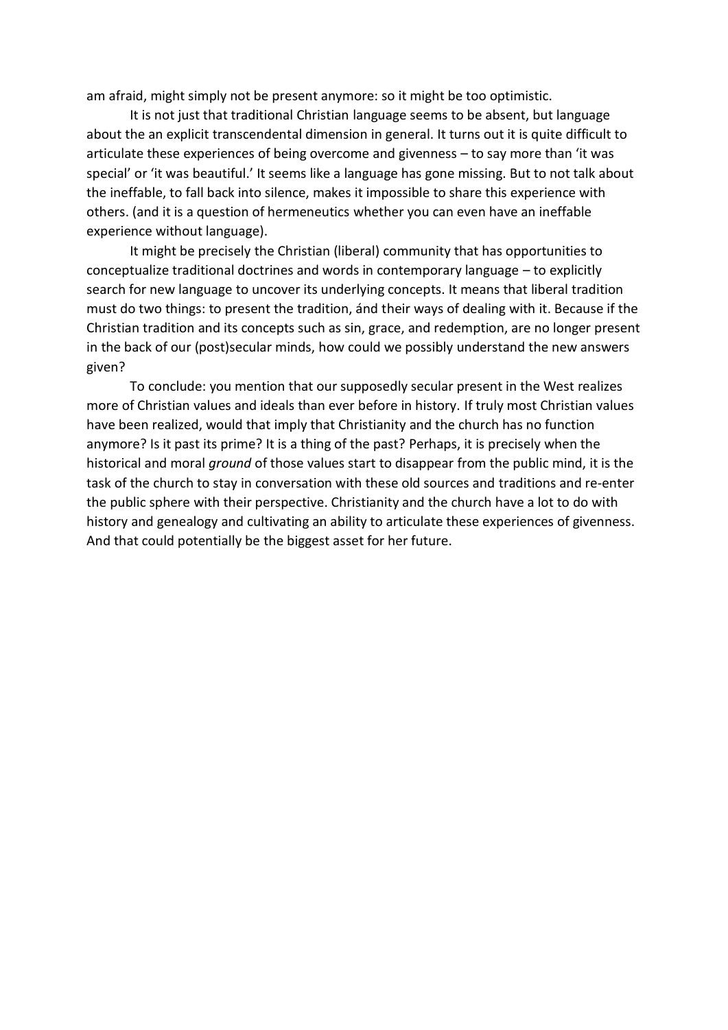am afraid, might simply not be present anymore: so it might be too optimistic.

It is not just that traditional Christian language seems to be absent, but language about the an explicit transcendental dimension in general. It turns out it is quite difficult to articulate these experiences of being overcome and givenness – to say more than 'it was special' or 'it was beautiful.' It seems like a language has gone missing. But to not talk about the ineffable, to fall back into silence, makes it impossible to share this experience with others. (and it is a question of hermeneutics whether you can even have an ineffable experience without language).

It might be precisely the Christian (liberal) community that has opportunities to conceptualize traditional doctrines and words in contemporary language – to explicitly search for new language to uncover its underlying concepts. It means that liberal tradition must do two things: to present the tradition, ánd their ways of dealing with it. Because if the Christian tradition and its concepts such as sin, grace, and redemption, are no longer present in the back of our (post)secular minds, how could we possibly understand the new answers given?

To conclude: you mention that our supposedly secular present in the West realizes more of Christian values and ideals than ever before in history. If truly most Christian values have been realized, would that imply that Christianity and the church has no function anymore? Is it past its prime? It is a thing of the past? Perhaps, it is precisely when the historical and moral *ground* of those values start to disappear from the public mind, it is the task of the church to stay in conversation with these old sources and traditions and re-enter the public sphere with their perspective. Christianity and the church have a lot to do with history and genealogy and cultivating an ability to articulate these experiences of givenness. And that could potentially be the biggest asset for her future.